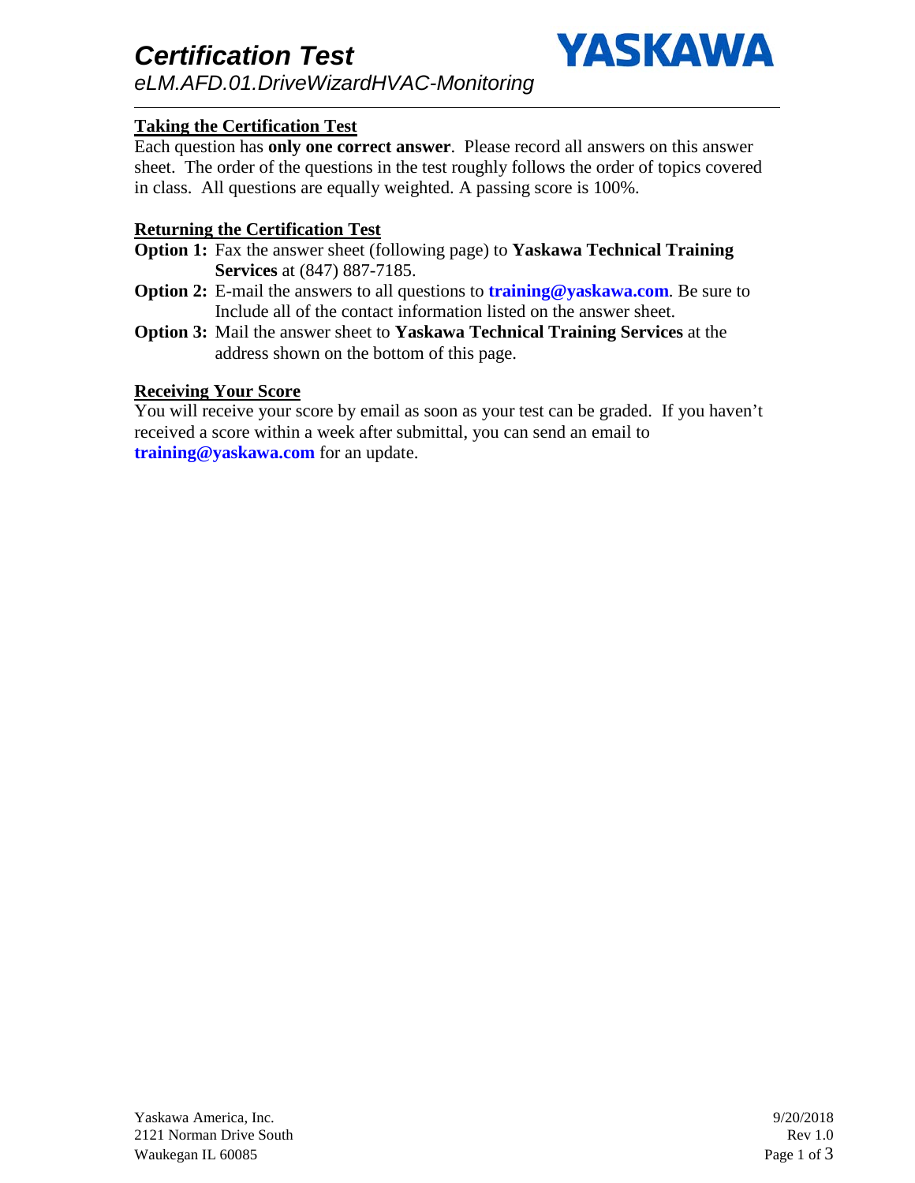# *Certification Test*

*eLM.AFD.01.DriveWizardHVAC-Monitoring*

YASKAWA

---

**Taking the Certification Test**

Each question has **only one correct answer**. Please record all answers on this answer sheet. The order of the questions in the test roughly follows the order of topics covered in class. All questions are equally weighted. A passing score is 100%.

**Returning the Certification Test**

**Option 1:** Fax the answer sheet (following page) to **Yaskawa Technical Training Services** at (847) 887-7185.

**Option 2:** E-mail the answers to all questions to **training@yaskawa.com**. Be sure to Include all of the contact information listed on the answer sheet.

**Option 3:** Mail the answer sheet to **Yaskawa Technical Training Services** at the address shown on the bottom of this page.

**Receiving Your Score**

You will receive your score by email as soon as your test can be graded. If you haven't received a score within a week after submittal, you can send an email to **training@yaskawa.com** for an update.

Yaskawa America, Inc.
2121 Norman Drive South
Waukegan IL 60085

9/20/2018
Rev 1.0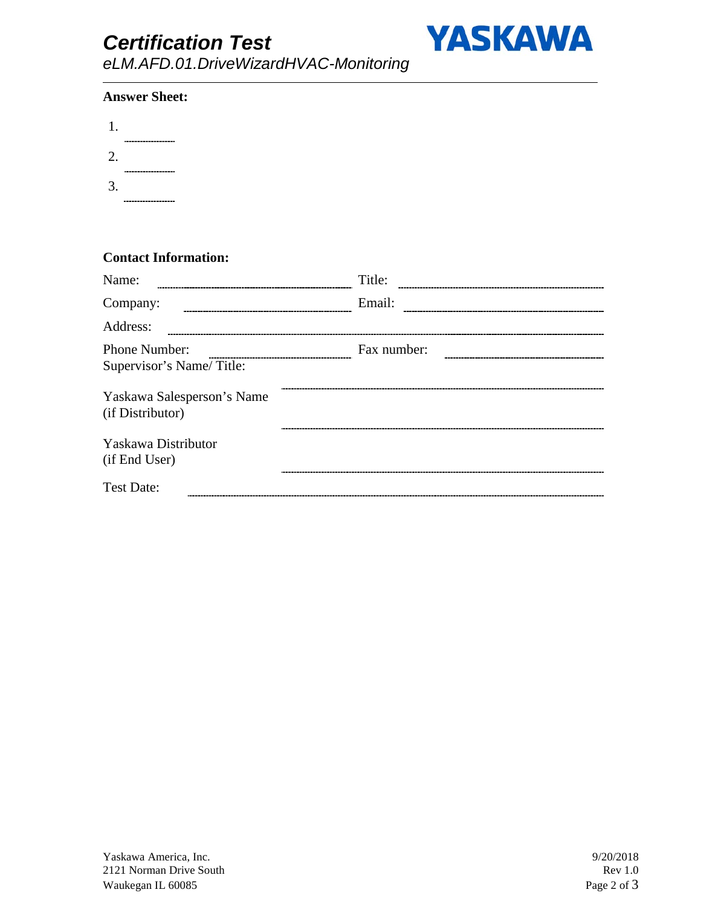**Answer Sheet:**

1. ________
2. ________
3. ________

**Contact Information:**

Name: ____________________ Title: ____________________

Company: ____________________ Email: ____________________

Address: ________________________________________

Phone Number: ____________________ Fax number: ____________________

Supervisor's Name/ Title: ________________________________________

Yaskawa Salesperson's Name (if Distributor) ________________________________________

Yaskawa Distributor (if End User) ________________________________________

Test Date: ________________________________________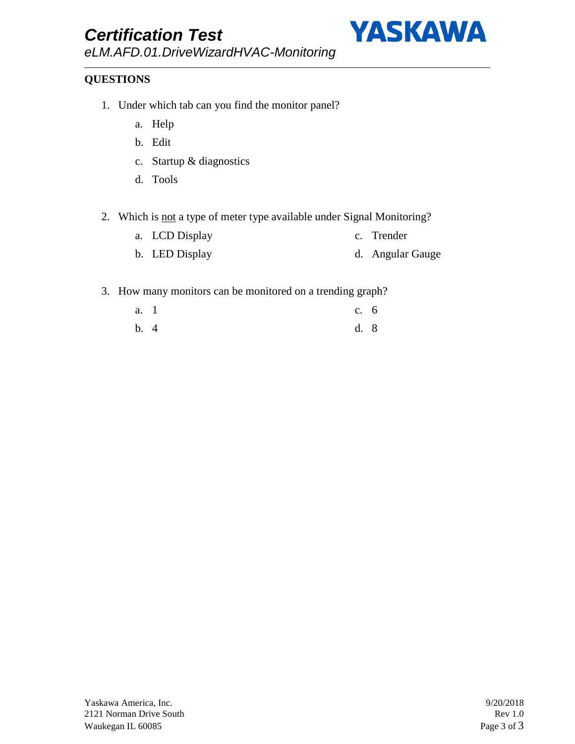**QUESTIONS**

1. Under which tab can you find the monitor panel?
   a. Help
   b. Edit
   c. Startup & diagnostics
   d. Tools

2. Which is <u>not</u> a type of meter type available under Signal Monitoring?
   a. LCD Display
   b. LED Display
   c. Trender
   d. Angular Gauge

3. How many monitors can be monitored on a trending graph?
   a. 1
   b. 4
   c. 6
   d. 8